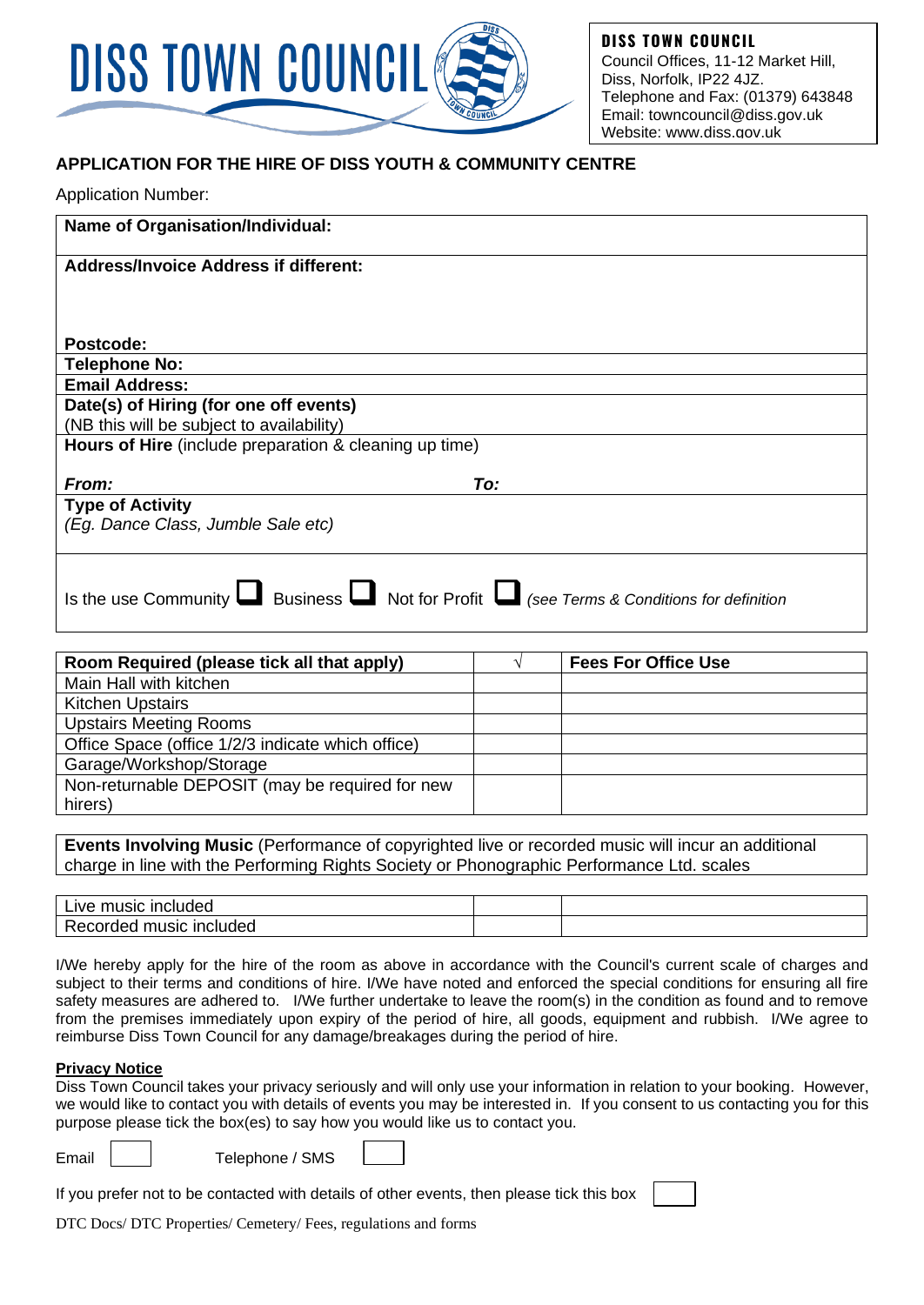# DISS TOWN COUNCIL

**DISS TOWN COUNCIL**
Council Offices, 11-12 Market Hill,
Diss, Norfolk, IP22 4JZ.
Telephone and Fax: (01379) 643848
Email: towncouncil@diss.gov.uk
Website: www.diss.gov.uk

## APPLICATION FOR THE HIRE OF DISS YOUTH & COMMUNITY CENTRE

Application Number:

| |
|---|
| **Name of Organisation/Individual:** |
| **Address/Invoice Address if different:**<br><br><br>**Postcode:** |
| **Telephone No:** |
| **Email Address:** |
| **Date(s) of Hiring (for one off events)**<br>(NB this will be subject to availability) |
| **Hours of Hire** (include preparation & cleaning up time)<br><br>***From:*** ***To:*** |
| **Type of Activity**<br>*(Eg. Dance Class, Jumble Sale etc)* |
| Is the use Community ☐ Business ☐ Not for Profit ☐ *(see Terms & Conditions for definition* |

| **Room Required (please tick all that apply)** | √ | **Fees For Office Use** |
|---|---|---|
| Main Hall with kitchen | | |
| Kitchen Upstairs | | |
| Upstairs Meeting Rooms | | |
| Office Space (office 1/2/3 indicate which office) | | |
| Garage/Workshop/Storage | | |
| Non-returnable DEPOSIT (may be required for new hirers) | | |

**Events Involving Music** (Performance of copyrighted live or recorded music will incur an additional charge in line with the Performing Rights Society or Phonographic Performance Ltd. scales

| | | |
|---|---|---|
| Live music included | | |
| Recorded music included | | |

I/We hereby apply for the hire of the room as above in accordance with the Council's current scale of charges and subject to their terms and conditions of hire. I/We have noted and enforced the special conditions for ensuring all fire safety measures are adhered to. I/We further undertake to leave the room(s) in the condition as found and to remove from the premises immediately upon expiry of the period of hire, all goods, equipment and rubbish. I/We agree to reimburse Diss Town Council for any damage/breakages during the period of hire.

**Privacy Notice**

Diss Town Council takes your privacy seriously and will only use your information in relation to your booking. However, we would like to contact you with details of events you may be interested in. If you consent to us contacting you for this purpose please tick the box(es) to say how you would like us to contact you.

Email ☐ Telephone / SMS ☐

If you prefer not to be contacted with details of other events, then please tick this box ☐

DTC Docs/ DTC Properties/ Cemetery/ Fees, regulations and forms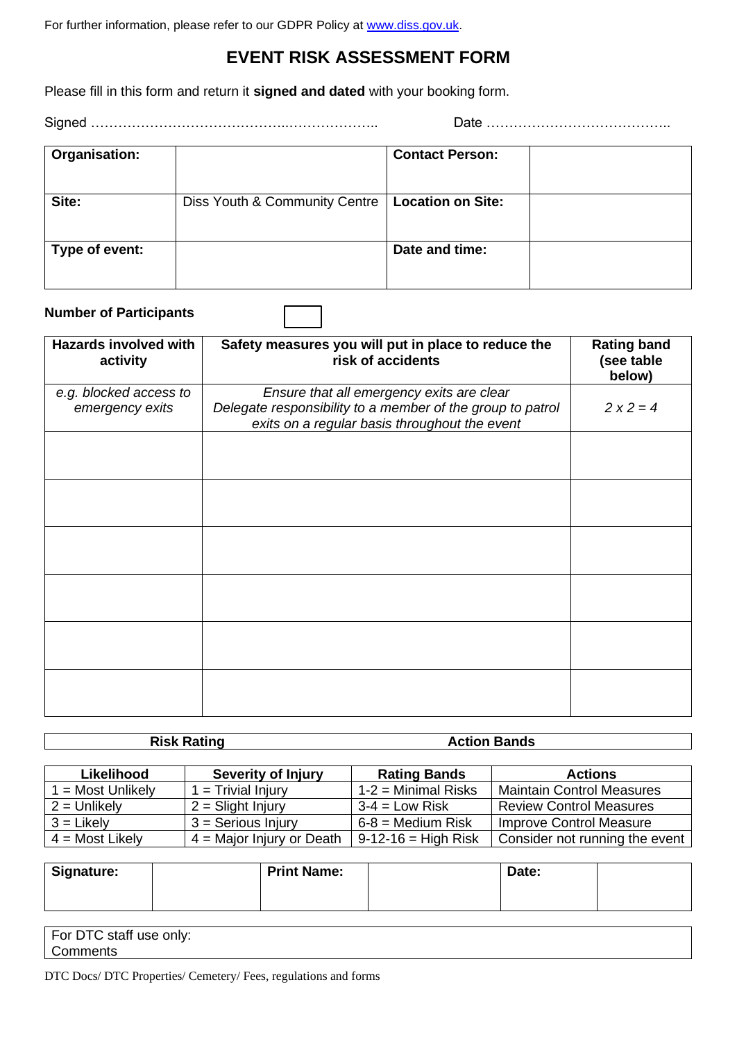For further information, please refer to our GDPR Policy at www.diss.gov.uk.

# EVENT RISK ASSESSMENT FORM

Please fill in this form and return it **signed and dated** with your booking form.

Signed …………………………………….……………….. Date …………………………………..

| **Organisation:** | | **Contact Person:** | |
|---|---|---|---|
| **Site:** | Diss Youth & Community Centre | **Location on Site:** | |
| **Type of event:** | | **Date and time:** | |

**Number of Participants** [ ]

| Hazards involved with activity | Safety measures you will put in place to reduce the risk of accidents | Rating band (see table below) |
|---|---|---|
| *e.g. blocked access to emergency exits* | *Ensure that all emergency exits are clear*<br>*Delegate responsibility to a member of the group to patrol exits on a regular basis throughout the event* | *2 x 2 = 4* |
| | | |
| | | |
| | | |
| | | |
| | | |
| | | |

| **Risk Rating** | | **Action Bands** | |
|---|---|---|---|
| **Likelihood** | **Severity of Injury** | **Rating Bands** | **Actions** |
| 1 = Most Unlikely | 1 = Trivial Injury | 1-2 = Minimal Risks | Maintain Control Measures |
| 2 = Unlikely | 2 = Slight Injury | 3-4 = Low Risk | Review Control Measures |
| 3 = Likely | 3 = Serious Injury | 6-8 = Medium Risk | Improve Control Measure |
| 4 = Most Likely | 4 = Major Injury or Death | 9-12-16 = High Risk | Consider not running the event |

| **Signature:** | | **Print Name:** | | **Date:** | |
|---|---|---|---|---|---|

For DTC staff use only:
Comments

DTC Docs/ DTC Properties/ Cemetery/ Fees, regulations and forms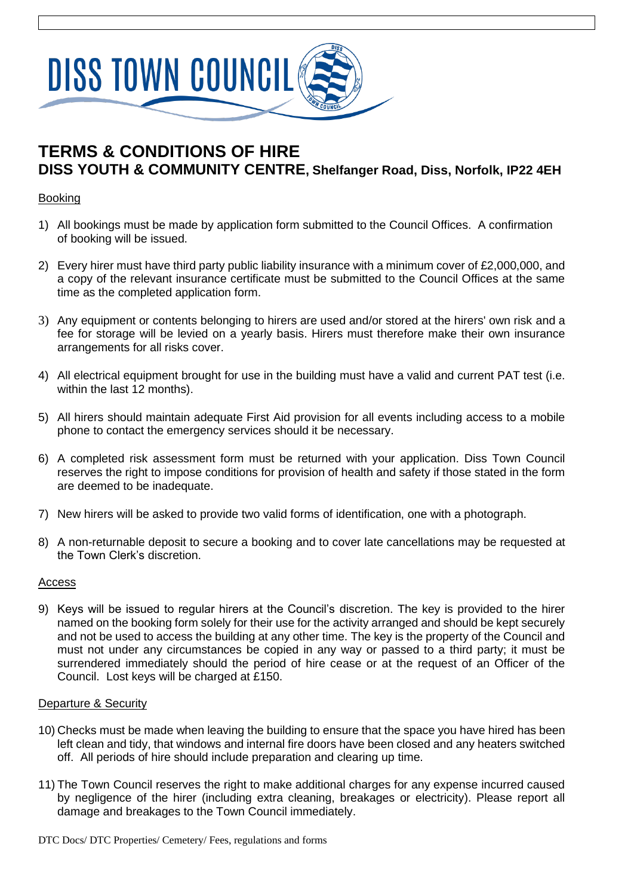DISS TOWN COUNCIL

# TERMS & CONDITIONS OF HIRE

## DISS YOUTH & COMMUNITY CENTRE, Shelfanger Road, Diss, Norfolk, IP22 4EH

Booking

1) All bookings must be made by application form submitted to the Council Offices. A confirmation of booking will be issued.

2) Every hirer must have third party public liability insurance with a minimum cover of £2,000,000, and a copy of the relevant insurance certificate must be submitted to the Council Offices at the same time as the completed application form.

3) Any equipment or contents belonging to hirers are used and/or stored at the hirers' own risk and a fee for storage will be levied on a yearly basis. Hirers must therefore make their own insurance arrangements for all risks cover.

4) All electrical equipment brought for use in the building must have a valid and current PAT test (i.e. within the last 12 months).

5) All hirers should maintain adequate First Aid provision for all events including access to a mobile phone to contact the emergency services should it be necessary.

6) A completed risk assessment form must be returned with your application. Diss Town Council reserves the right to impose conditions for provision of health and safety if those stated in the form are deemed to be inadequate.

7) New hirers will be asked to provide two valid forms of identification, one with a photograph.

8) A non-returnable deposit to secure a booking and to cover late cancellations may be requested at the Town Clerk's discretion.

Access

9) Keys will be issued to regular hirers at the Council's discretion. The key is provided to the hirer named on the booking form solely for their use for the activity arranged and should be kept securely and not be used to access the building at any other time. The key is the property of the Council and must not under any circumstances be copied in any way or passed to a third party; it must be surrendered immediately should the period of hire cease or at the request of an Officer of the Council. Lost keys will be charged at £150.

Departure & Security

10) Checks must be made when leaving the building to ensure that the space you have hired has been left clean and tidy, that windows and internal fire doors have been closed and any heaters switched off. All periods of hire should include preparation and clearing up time.

11) The Town Council reserves the right to make additional charges for any expense incurred caused by negligence of the hirer (including extra cleaning, breakages or electricity). Please report all damage and breakages to the Town Council immediately.

DTC Docs/ DTC Properties/ Cemetery/ Fees, regulations and forms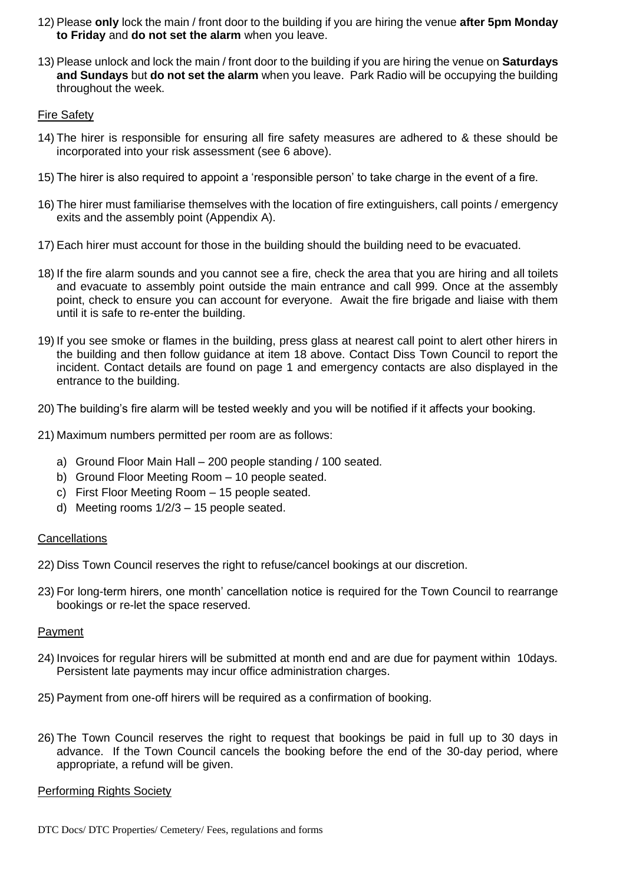12) Please **only** lock the main / front door to the building if you are hiring the venue **after 5pm Monday to Friday** and **do not set the alarm** when you leave.

13) Please unlock and lock the main / front door to the building if you are hiring the venue on **Saturdays and Sundays** but **do not set the alarm** when you leave. Park Radio will be occupying the building throughout the week.

## Fire Safety

14) The hirer is responsible for ensuring all fire safety measures are adhered to & these should be incorporated into your risk assessment (see 6 above).

15) The hirer is also required to appoint a 'responsible person' to take charge in the event of a fire.

16) The hirer must familiarise themselves with the location of fire extinguishers, call points / emergency exits and the assembly point (Appendix A).

17) Each hirer must account for those in the building should the building need to be evacuated.

18) If the fire alarm sounds and you cannot see a fire, check the area that you are hiring and all toilets and evacuate to assembly point outside the main entrance and call 999. Once at the assembly point, check to ensure you can account for everyone. Await the fire brigade and liaise with them until it is safe to re-enter the building.

19) If you see smoke or flames in the building, press glass at nearest call point to alert other hirers in the building and then follow guidance at item 18 above. Contact Diss Town Council to report the incident. Contact details are found on page 1 and emergency contacts are also displayed in the entrance to the building.

20) The building's fire alarm will be tested weekly and you will be notified if it affects your booking.

21) Maximum numbers permitted per room are as follows:

   a) Ground Floor Main Hall – 200 people standing / 100 seated.
   b) Ground Floor Meeting Room – 10 people seated.
   c) First Floor Meeting Room – 15 people seated.
   d) Meeting rooms 1/2/3 – 15 people seated.

## Cancellations

22) Diss Town Council reserves the right to refuse/cancel bookings at our discretion.

23) For long-term hirers, one month' cancellation notice is required for the Town Council to rearrange bookings or re-let the space reserved.

## Payment

24) Invoices for regular hirers will be submitted at month end and are due for payment within 10days. Persistent late payments may incur office administration charges.

25) Payment from one-off hirers will be required as a confirmation of booking.

26) The Town Council reserves the right to request that bookings be paid in full up to 30 days in advance. If the Town Council cancels the booking before the end of the 30-day period, where appropriate, a refund will be given.

## Performing Rights Society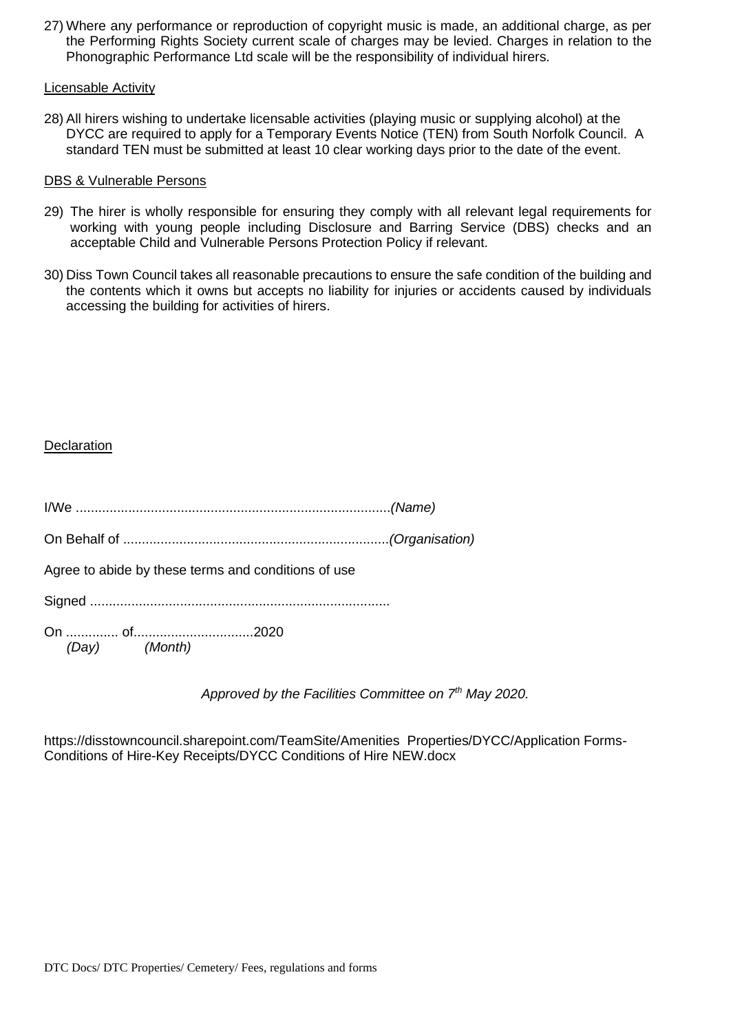27) Where any performance or reproduction of copyright music is made, an additional charge, as per the Performing Rights Society current scale of charges may be levied. Charges in relation to the Phonographic Performance Ltd scale will be the responsibility of individual hirers.

Licensable Activity

28) All hirers wishing to undertake licensable activities (playing music or supplying alcohol) at the DYCC are required to apply for a Temporary Events Notice (TEN) from South Norfolk Council. A standard TEN must be submitted at least 10 clear working days prior to the date of the event.

DBS & Vulnerable Persons

29) The hirer is wholly responsible for ensuring they comply with all relevant legal requirements for working with young people including Disclosure and Barring Service (DBS) checks and an acceptable Child and Vulnerable Persons Protection Policy if relevant.

30) Diss Town Council takes all reasonable precautions to ensure the safe condition of the building and the contents which it owns but accepts no liability for injuries or accidents caused by individuals accessing the building for activities of hirers.

Declaration

I/We ....................................................................................*(Name)*

On Behalf of .......................................................................*(Organisation)*

Agree to abide by these terms and conditions of use

Signed ................................................................................

On .............. of................................2020
*(Day)* *(Month)*

*Approved by the Facilities Committee on 7th May 2020.*

https://disstowncouncil.sharepoint.com/TeamSite/Amenities Properties/DYCC/Application Forms-Conditions of Hire-Key Receipts/DYCC Conditions of Hire NEW.docx

DTC Docs/ DTC Properties/ Cemetery/ Fees, regulations and forms